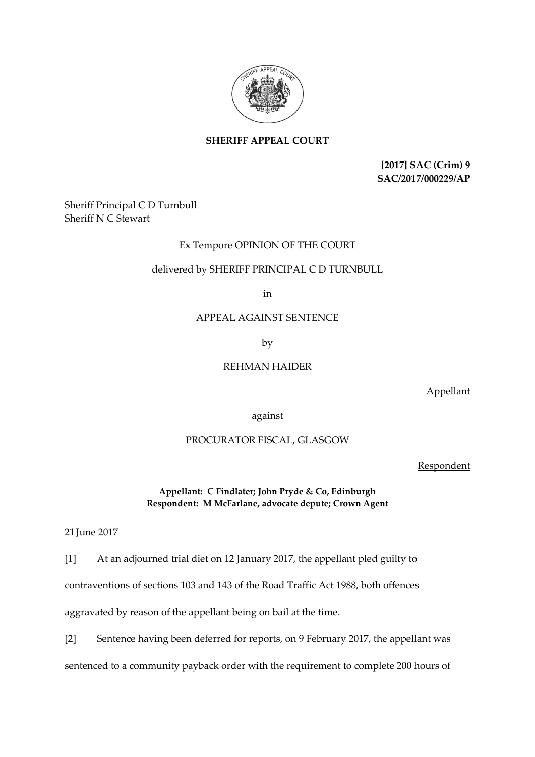**SHERIFF APPEAL COURT**

**[2017] SAC (Crim) 9**
**SAC/2017/000229/AP**

Sheriff Principal C D Turnbull
Sheriff N C Stewart

Ex Tempore OPINION OF THE COURT

delivered by SHERIFF PRINCIPAL C D TURNBULL

in

APPEAL AGAINST SENTENCE

by

REHMAN HAIDER

Appellant

against

PROCURATOR FISCAL, GLASGOW

Respondent

**Appellant: C Findlater; John Pryde & Co, Edinburgh**
**Respondent: M McFarlane, advocate depute; Crown Agent**

21 June 2017

[1] At an adjourned trial diet on 12 January 2017, the appellant pled guilty to contraventions of sections 103 and 143 of the Road Traffic Act 1988, both offences aggravated by reason of the appellant being on bail at the time.

[2] Sentence having been deferred for reports, on 9 February 2017, the appellant was sentenced to a community payback order with the requirement to complete 200 hours of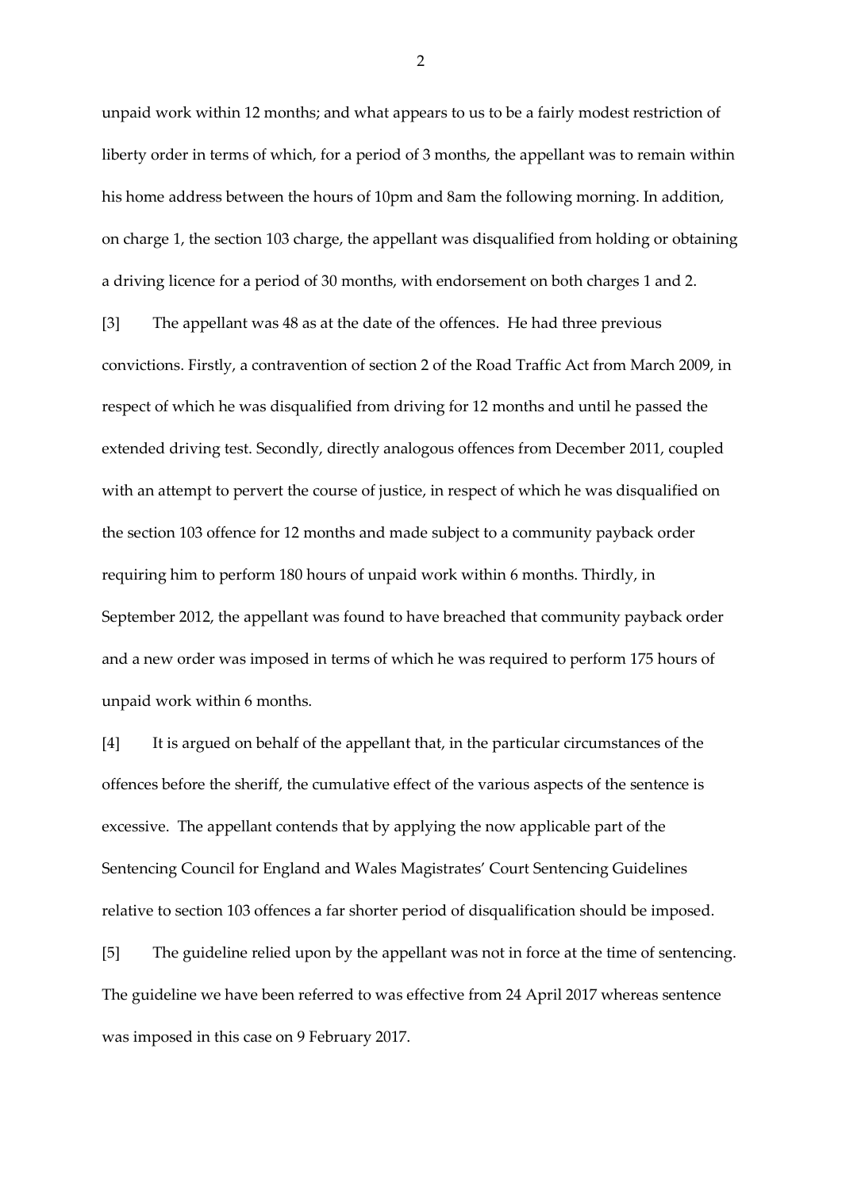unpaid work within 12 months; and what appears to us to be a fairly modest restriction of liberty order in terms of which, for a period of 3 months, the appellant was to remain within his home address between the hours of 10pm and 8am the following morning. In addition, on charge 1, the section 103 charge, the appellant was disqualified from holding or obtaining a driving licence for a period of 30 months, with endorsement on both charges 1 and 2.

[3] The appellant was 48 as at the date of the offences. He had three previous convictions. Firstly, a contravention of section 2 of the Road Traffic Act from March 2009, in respect of which he was disqualified from driving for 12 months and until he passed the extended driving test. Secondly, directly analogous offences from December 2011, coupled with an attempt to pervert the course of justice, in respect of which he was disqualified on the section 103 offence for 12 months and made subject to a community payback order requiring him to perform 180 hours of unpaid work within 6 months. Thirdly, in September 2012, the appellant was found to have breached that community payback order and a new order was imposed in terms of which he was required to perform 175 hours of unpaid work within 6 months.

[4] It is argued on behalf of the appellant that, in the particular circumstances of the offences before the sheriff, the cumulative effect of the various aspects of the sentence is excessive. The appellant contends that by applying the now applicable part of the Sentencing Council for England and Wales Magistrates' Court Sentencing Guidelines relative to section 103 offences a far shorter period of disqualification should be imposed.

[5] The guideline relied upon by the appellant was not in force at the time of sentencing. The guideline we have been referred to was effective from 24 April 2017 whereas sentence was imposed in this case on 9 February 2017.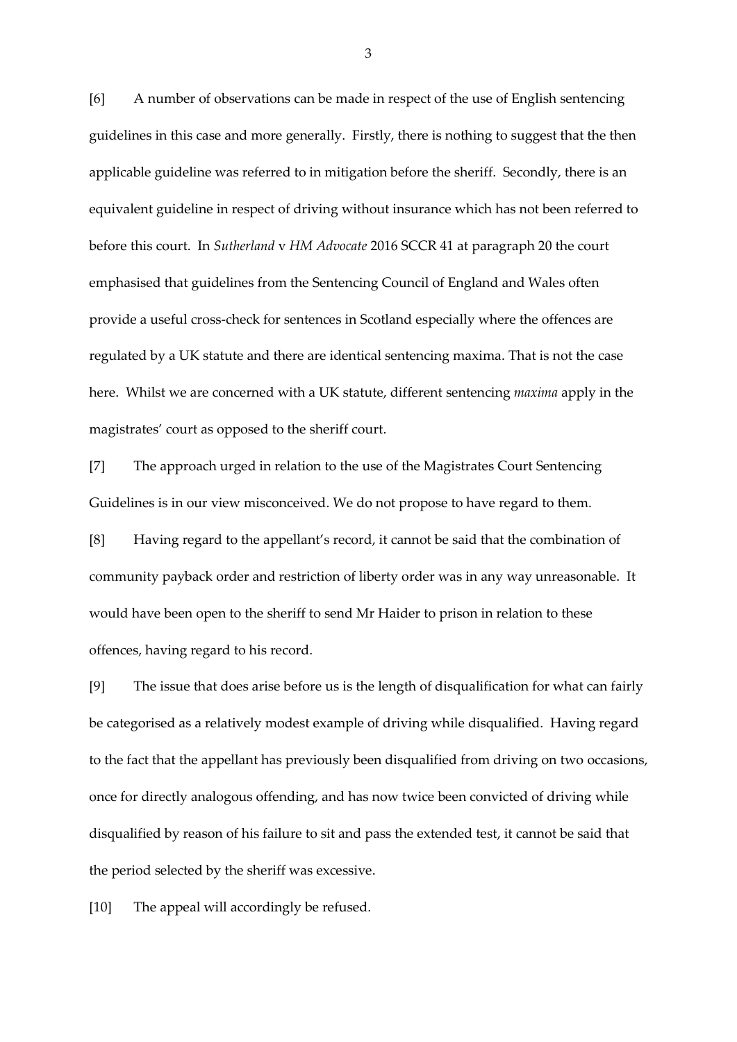[6] A number of observations can be made in respect of the use of English sentencing guidelines in this case and more generally. Firstly, there is nothing to suggest that the then applicable guideline was referred to in mitigation before the sheriff. Secondly, there is an equivalent guideline in respect of driving without insurance which has not been referred to before this court. In *Sutherland* v *HM Advocate* 2016 SCCR 41 at paragraph 20 the court emphasised that guidelines from the Sentencing Council of England and Wales often provide a useful cross-check for sentences in Scotland especially where the offences are regulated by a UK statute and there are identical sentencing maxima. That is not the case here. Whilst we are concerned with a UK statute, different sentencing *maxima* apply in the magistrates' court as opposed to the sheriff court.

[7] The approach urged in relation to the use of the Magistrates Court Sentencing Guidelines is in our view misconceived. We do not propose to have regard to them.

[8] Having regard to the appellant's record, it cannot be said that the combination of community payback order and restriction of liberty order was in any way unreasonable. It would have been open to the sheriff to send Mr Haider to prison in relation to these offences, having regard to his record.

[9] The issue that does arise before us is the length of disqualification for what can fairly be categorised as a relatively modest example of driving while disqualified. Having regard to the fact that the appellant has previously been disqualified from driving on two occasions, once for directly analogous offending, and has now twice been convicted of driving while disqualified by reason of his failure to sit and pass the extended test, it cannot be said that the period selected by the sheriff was excessive.

[10] The appeal will accordingly be refused.